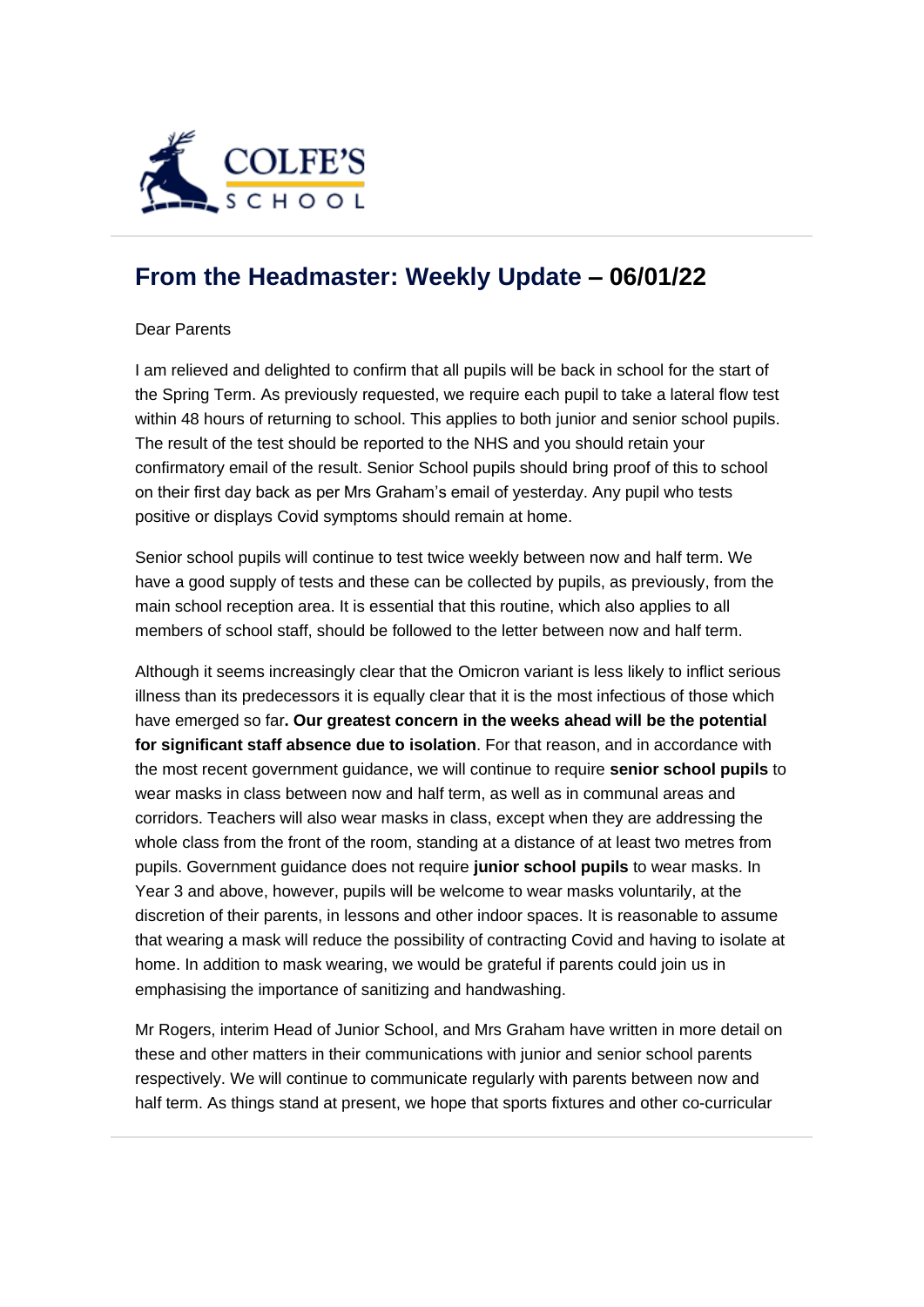COLFE'S SCHOOL

## From the Headmaster: Weekly Update – 06/01/22

Dear Parents

I am relieved and delighted to confirm that all pupils will be back in school for the start of the Spring Term. As previously requested, we require each pupil to take a lateral flow test within 48 hours of returning to school. This applies to both junior and senior school pupils. The result of the test should be reported to the NHS and you should retain your confirmatory email of the result. Senior School pupils should bring proof of this to school on their first day back as per Mrs Graham's email of yesterday. Any pupil who tests positive or displays Covid symptoms should remain at home.

Senior school pupils will continue to test twice weekly between now and half term. We have a good supply of tests and these can be collected by pupils, as previously, from the main school reception area. It is essential that this routine, which also applies to all members of school staff, should be followed to the letter between now and half term.

Although it seems increasingly clear that the Omicron variant is less likely to inflict serious illness than its predecessors it is equally clear that it is the most infectious of those which have emerged so far**. Our greatest concern in the weeks ahead will be the potential for significant staff absence due to isolation**. For that reason, and in accordance with the most recent government guidance, we will continue to require **senior school pupils** to wear masks in class between now and half term, as well as in communal areas and corridors. Teachers will also wear masks in class, except when they are addressing the whole class from the front of the room, standing at a distance of at least two metres from pupils. Government guidance does not require **junior school pupils** to wear masks. In Year 3 and above, however, pupils will be welcome to wear masks voluntarily, at the discretion of their parents, in lessons and other indoor spaces. It is reasonable to assume that wearing a mask will reduce the possibility of contracting Covid and having to isolate at home. In addition to mask wearing, we would be grateful if parents could join us in emphasising the importance of sanitizing and handwashing.

Mr Rogers, interim Head of Junior School, and Mrs Graham have written in more detail on these and other matters in their communications with junior and senior school parents respectively. We will continue to communicate regularly with parents between now and half term. As things stand at present, we hope that sports fixtures and other co-curricular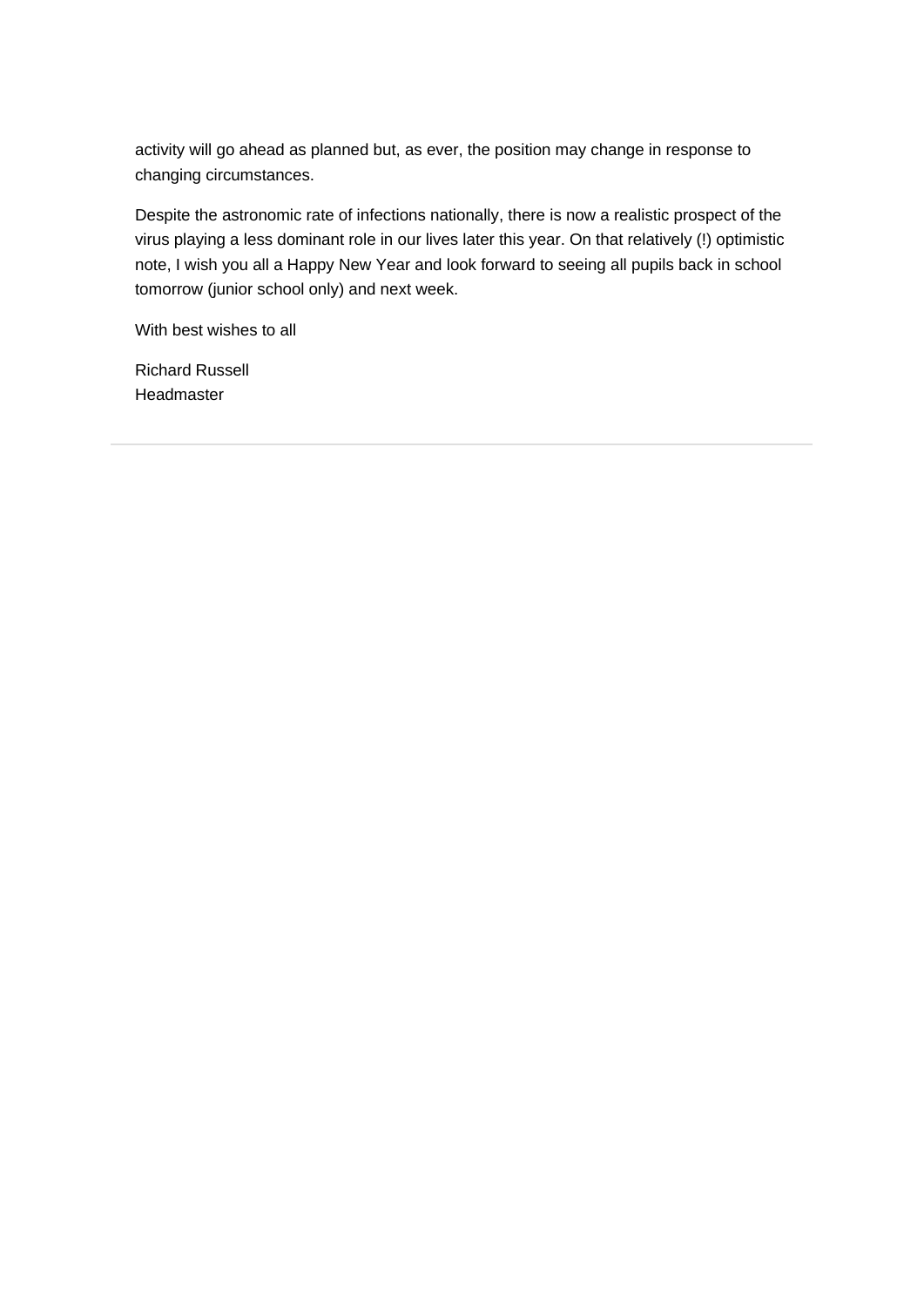activity will go ahead as planned but, as ever, the position may change in response to changing circumstances.

Despite the astronomic rate of infections nationally, there is now a realistic prospect of the virus playing a less dominant role in our lives later this year. On that relatively (!) optimistic note, I wish you all a Happy New Year and look forward to seeing all pupils back in school tomorrow (junior school only) and next week.

With best wishes to all

Richard Russell
Headmaster

---